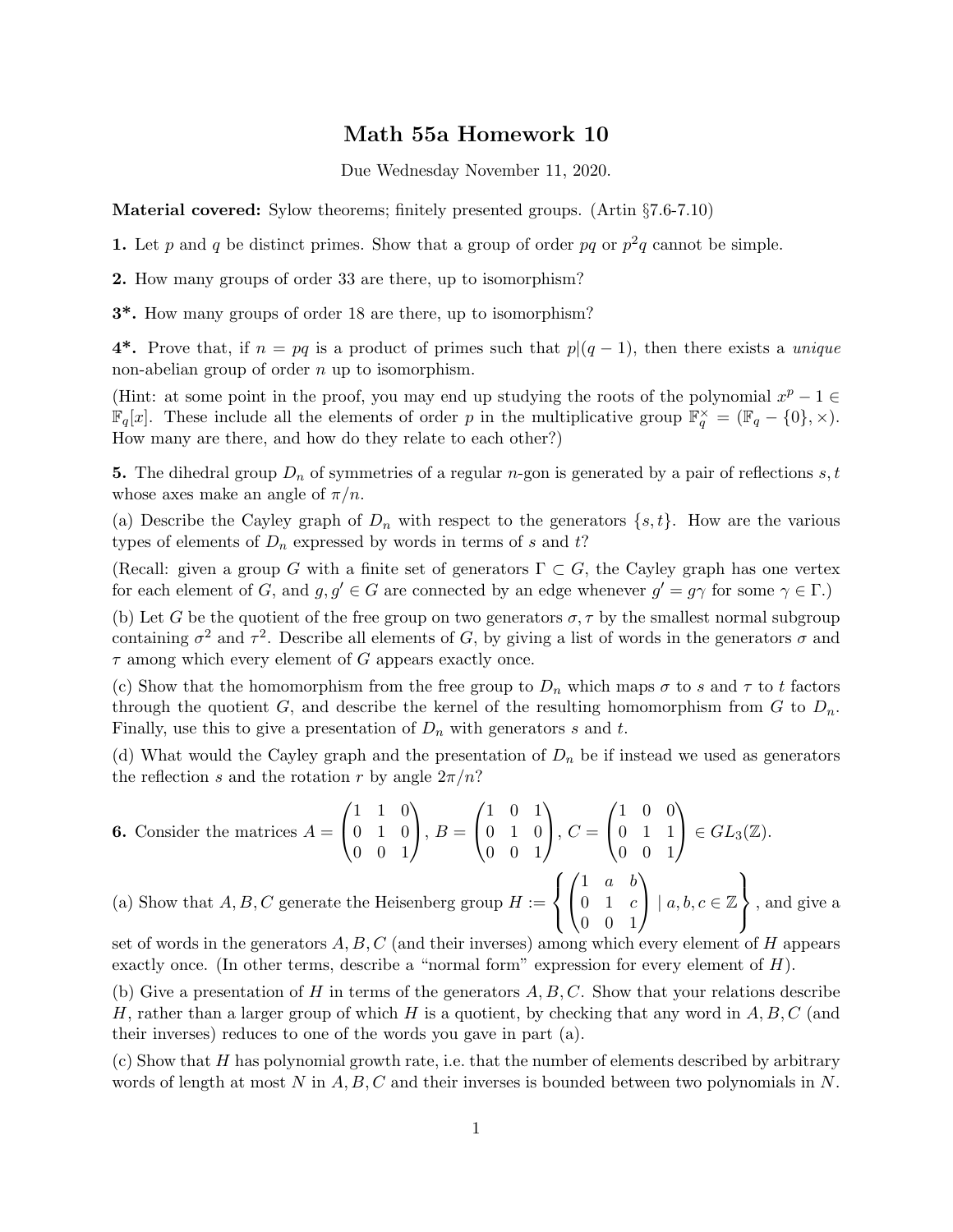# Math 55a Homework 10

Due Wednesday November 11, 2020.

**Material covered:** Sylow theorems; finitely presented groups. (Artin §7.6-7.10)

**1.** Let $p$ and $q$ be distinct primes. Show that a group of order $pq$ or $p^2q$ cannot be simple.

**2.** How many groups of order 33 are there, up to isomorphism?

**3*.** How many groups of order 18 are there, up to isomorphism?

**4*.** Prove that, if $n = pq$ is a product of primes such that $p|(q-1)$, then there exists a *unique* non-abelian group of order $n$ up to isomorphism.

(Hint: at some point in the proof, you may end up studying the roots of the polynomial $x^p - 1 \in \mathbb{F}_q[x]$. These include all the elements of order $p$ in the multiplicative group $\mathbb{F}_q^\times = (\mathbb{F}_q - \{0\}, \times)$. How many are there, and how do they relate to each other?)

**5.** The dihedral group $D_n$ of symmetries of a regular $n$-gon is generated by a pair of reflections $s, t$ whose axes make an angle of $\pi/n$.

(a) Describe the Cayley graph of $D_n$ with respect to the generators $\{s, t\}$. How are the various types of elements of $D_n$ expressed by words in terms of $s$ and $t$?

(Recall: given a group $G$ with a finite set of generators $\Gamma \subset G$, the Cayley graph has one vertex for each element of $G$, and $g, g' \in G$ are connected by an edge whenever $g' = g\gamma$ for some $\gamma \in \Gamma$.)

(b) Let $G$ be the quotient of the free group on two generators $\sigma, \tau$ by the smallest normal subgroup containing $\sigma^2$ and $\tau^2$. Describe all elements of $G$, by giving a list of words in the generators $\sigma$ and $\tau$ among which every element of $G$ appears exactly once.

(c) Show that the homomorphism from the free group to $D_n$ which maps $\sigma$ to $s$ and $\tau$ to $t$ factors through the quotient $G$, and describe the kernel of the resulting homomorphism from $G$ to $D_n$. Finally, use this to give a presentation of $D_n$ with generators $s$ and $t$.

(d) What would the Cayley graph and the presentation of $D_n$ be if instead we used as generators the reflection $s$ and the rotation $r$ by angle $2\pi/n$?

**6.** Consider the matrices $A = \begin{pmatrix} 1 & 1 & 0 \\ 0 & 1 & 0 \\ 0 & 0 & 1 \end{pmatrix}$, $B = \begin{pmatrix} 1 & 0 & 1 \\ 0 & 1 & 0 \\ 0 & 0 & 1 \end{pmatrix}$, $C = \begin{pmatrix} 1 & 0 & 0 \\ 0 & 1 & 1 \\ 0 & 0 & 1 \end{pmatrix} \in GL_3(\mathbb{Z})$.

(a) Show that $A, B, C$ generate the Heisenberg group $H := \left\{ \begin{pmatrix} 1 & a & b \\ 0 & 1 & c \\ 0 & 0 & 1 \end{pmatrix} \mid a, b, c \in \mathbb{Z} \right\}$, and give a set of words in the generators $A, B, C$ (and their inverses) among which every element of $H$ appears exactly once. (In other terms, describe a "normal form" expression for every element of $H$).

(b) Give a presentation of $H$ in terms of the generators $A, B, C$. Show that your relations describe $H$, rather than a larger group of which $H$ is a quotient, by checking that any word in $A, B, C$ (and their inverses) reduces to one of the words you gave in part (a).

(c) Show that $H$ has polynomial growth rate, i.e. that the number of elements described by arbitrary words of length at most $N$ in $A, B, C$ and their inverses is bounded between two polynomials in $N$.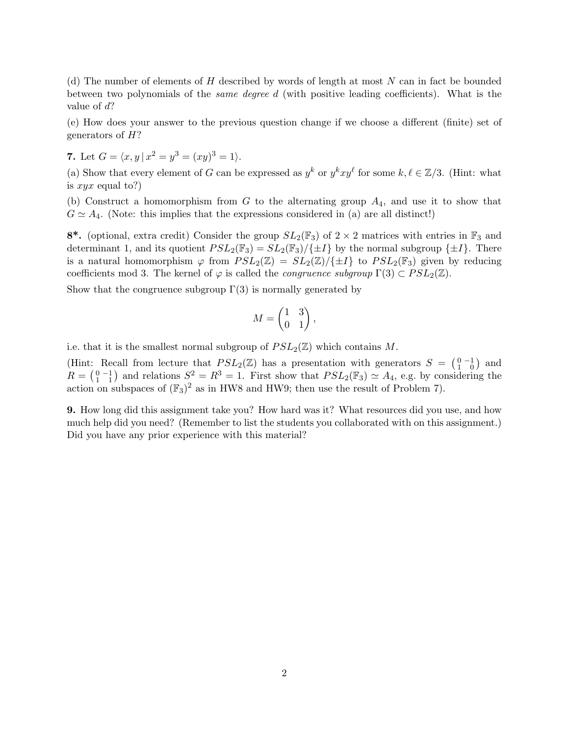(d) The number of elements of $H$ described by words of length at most $N$ can in fact be bounded between two polynomials of the *same degree* $d$ (with positive leading coefficients). What is the value of $d$?

(e) How does your answer to the previous question change if we choose a different (finite) set of generators of $H$?

**7.** Let $G = \langle x, y \,|\, x^2 = y^3 = (xy)^3 = 1 \rangle$.

(a) Show that every element of $G$ can be expressed as $y^k$ or $y^k x y^\ell$ for some $k, \ell \in \mathbb{Z}/3$. (Hint: what is $xyx$ equal to?)

(b) Construct a homomorphism from $G$ to the alternating group $A_4$, and use it to show that $G \simeq A_4$. (Note: this implies that the expressions considered in (a) are all distinct!)

**8\*.** (optional, extra credit) Consider the group $SL_2(\mathbb{F}_3)$ of $2 \times 2$ matrices with entries in $\mathbb{F}_3$ and determinant 1, and its quotient $PSL_2(\mathbb{F}_3) = SL_2(\mathbb{F}_3)/\{\pm I\}$ by the normal subgroup $\{\pm I\}$. There is a natural homomorphism $\varphi$ from $PSL_2(\mathbb{Z}) = SL_2(\mathbb{Z})/\{\pm I\}$ to $PSL_2(\mathbb{F}_3)$ given by reducing coefficients mod 3. The kernel of $\varphi$ is called the *congruence subgroup* $\Gamma(3) \subset PSL_2(\mathbb{Z})$.

Show that the congruence subgroup $\Gamma(3)$ is normally generated by

$$M = \begin{pmatrix} 1 & 3 \\ 0 & 1 \end{pmatrix},$$

i.e. that it is the smallest normal subgroup of $PSL_2(\mathbb{Z})$ which contains $M$.

(Hint: Recall from lecture that $PSL_2(\mathbb{Z})$ has a presentation with generators $S = \left(\begin{smallmatrix} 0 & -1 \\ 1 & 0 \end{smallmatrix}\right)$ and $R = \left(\begin{smallmatrix} 0 & -1 \\ 1 & 1 \end{smallmatrix}\right)$ and relations $S^2 = R^3 = 1$. First show that $PSL_2(\mathbb{F}_3) \simeq A_4$, e.g. by considering the action on subspaces of $(\mathbb{F}_3)^2$ as in HW8 and HW9; then use the result of Problem 7).

**9.** How long did this assignment take you? How hard was it? What resources did you use, and how much help did you need? (Remember to list the students you collaborated with on this assignment.) Did you have any prior experience with this material?